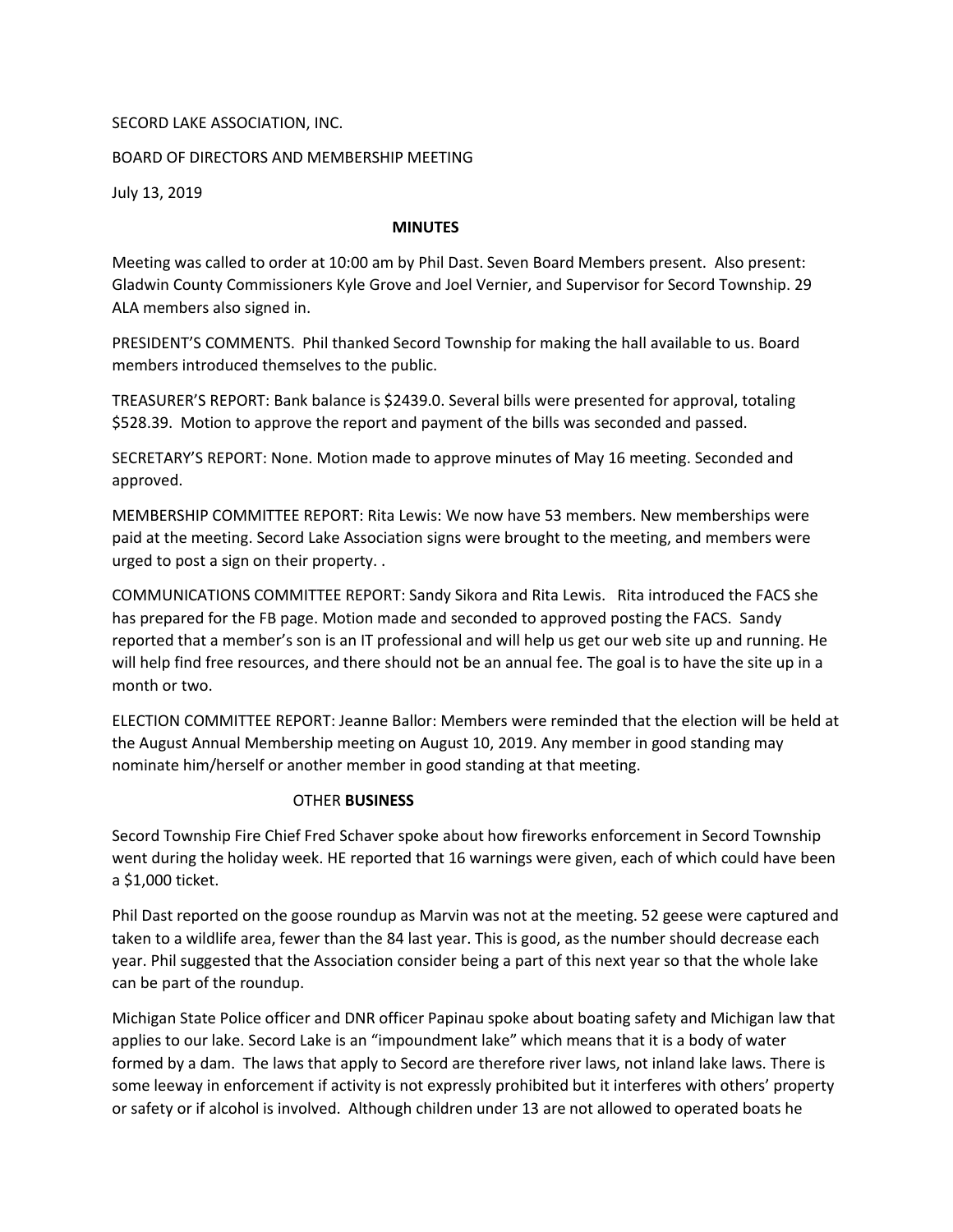SECORD LAKE ASSOCIATION, INC.

BOARD OF DIRECTORS AND MEMBERSHIP MEETING

July 13, 2019

**MINUTES**

Meeting was called to order at 10:00 am by Phil Dast. Seven Board Members present. Also present: Gladwin County Commissioners Kyle Grove and Joel Vernier, and Supervisor for Secord Township. 29 ALA members also signed in.

PRESIDENT'S COMMENTS. Phil thanked Secord Township for making the hall available to us. Board members introduced themselves to the public.

TREASURER'S REPORT: Bank balance is $2439.0. Several bills were presented for approval, totaling $528.39. Motion to approve the report and payment of the bills was seconded and passed.

SECRETARY'S REPORT: None. Motion made to approve minutes of May 16 meeting. Seconded and approved.

MEMBERSHIP COMMITTEE REPORT: Rita Lewis: We now have 53 members. New memberships were paid at the meeting. Secord Lake Association signs were brought to the meeting, and members were urged to post a sign on their property. .

COMMUNICATIONS COMMITTEE REPORT: Sandy Sikora and Rita Lewis. Rita introduced the FACS she has prepared for the FB page. Motion made and seconded to approved posting the FACS. Sandy reported that a member's son is an IT professional and will help us get our web site up and running. He will help find free resources, and there should not be an annual fee. The goal is to have the site up in a month or two.

ELECTION COMMITTEE REPORT: Jeanne Ballor: Members were reminded that the election will be held at the August Annual Membership meeting on August 10, 2019. Any member in good standing may nominate him/herself or another member in good standing at that meeting.

OTHER **BUSINESS**

Secord Township Fire Chief Fred Schaver spoke about how fireworks enforcement in Secord Township went during the holiday week. HE reported that 16 warnings were given, each of which could have been a $1,000 ticket.

Phil Dast reported on the goose roundup as Marvin was not at the meeting. 52 geese were captured and taken to a wildlife area, fewer than the 84 last year. This is good, as the number should decrease each year. Phil suggested that the Association consider being a part of this next year so that the whole lake can be part of the roundup.

Michigan State Police officer and DNR officer Papinau spoke about boating safety and Michigan law that applies to our lake. Secord Lake is an "impoundment lake" which means that it is a body of water formed by a dam. The laws that apply to Secord are therefore river laws, not inland lake laws. There is some leeway in enforcement if activity is not expressly prohibited but it interferes with others' property or safety or if alcohol is involved. Although children under 13 are not allowed to operated boats he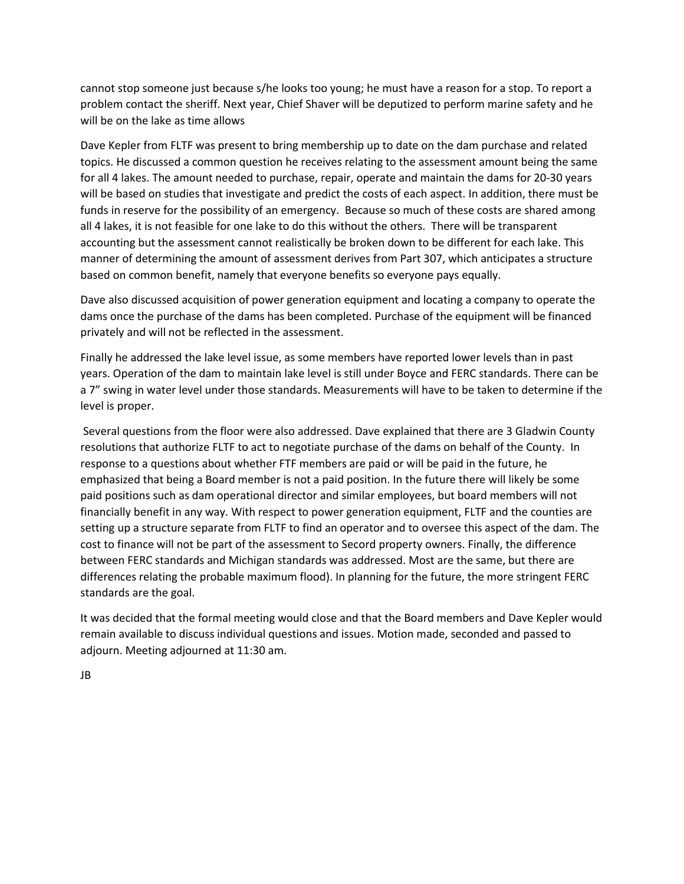cannot stop someone just because s/he looks too young; he must have a reason for a stop. To report a problem contact the sheriff. Next year, Chief Shaver will be deputized to perform marine safety and he will be on the lake as time allows

Dave Kepler from FLTF was present to bring membership up to date on the dam purchase and related topics. He discussed a common question he receives relating to the assessment amount being the same for all 4 lakes. The amount needed to purchase, repair, operate and maintain the dams for 20-30 years will be based on studies that investigate and predict the costs of each aspect. In addition, there must be funds in reserve for the possibility of an emergency. Because so much of these costs are shared among all 4 lakes, it is not feasible for one lake to do this without the others. There will be transparent accounting but the assessment cannot realistically be broken down to be different for each lake. This manner of determining the amount of assessment derives from Part 307, which anticipates a structure based on common benefit, namely that everyone benefits so everyone pays equally.

Dave also discussed acquisition of power generation equipment and locating a company to operate the dams once the purchase of the dams has been completed. Purchase of the equipment will be financed privately and will not be reflected in the assessment.

Finally he addressed the lake level issue, as some members have reported lower levels than in past years. Operation of the dam to maintain lake level is still under Boyce and FERC standards. There can be a 7" swing in water level under those standards. Measurements will have to be taken to determine if the level is proper.

Several questions from the floor were also addressed. Dave explained that there are 3 Gladwin County resolutions that authorize FLTF to act to negotiate purchase of the dams on behalf of the County. In response to a questions about whether FTF members are paid or will be paid in the future, he emphasized that being a Board member is not a paid position. In the future there will likely be some paid positions such as dam operational director and similar employees, but board members will not financially benefit in any way. With respect to power generation equipment, FLTF and the counties are setting up a structure separate from FLTF to find an operator and to oversee this aspect of the dam. The cost to finance will not be part of the assessment to Secord property owners. Finally, the difference between FERC standards and Michigan standards was addressed. Most are the same, but there are differences relating the probable maximum flood). In planning for the future, the more stringent FERC standards are the goal.

It was decided that the formal meeting would close and that the Board members and Dave Kepler would remain available to discuss individual questions and issues. Motion made, seconded and passed to adjourn. Meeting adjourned at 11:30 am.

JB